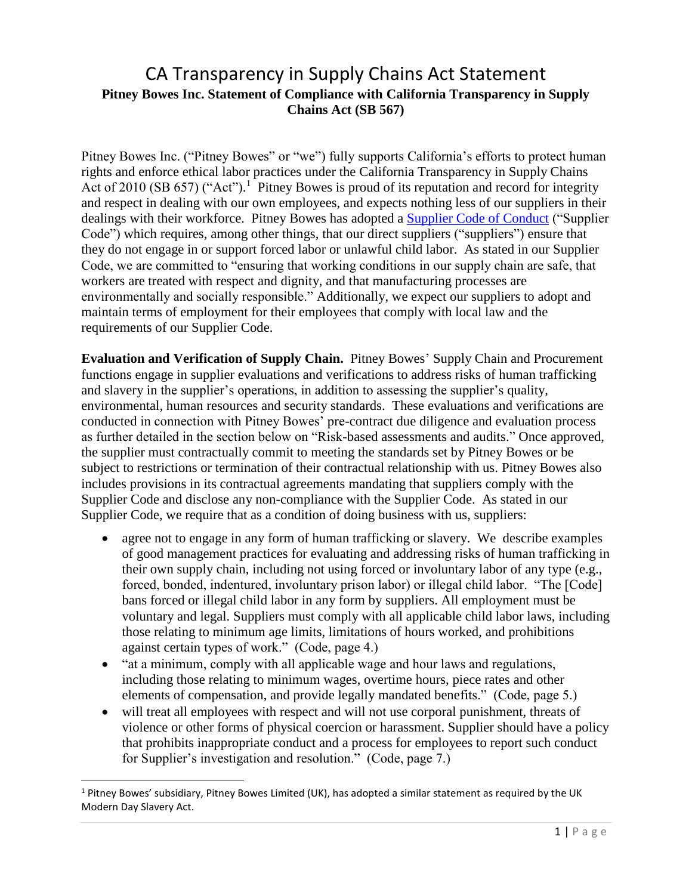# CA Transparency in Supply Chains Act Statement

**Pitney Bowes Inc. Statement of Compliance with California Transparency in Supply Chains Act (SB 567)**

Pitney Bowes Inc. ("Pitney Bowes" or "we") fully supports California's efforts to protect human rights and enforce ethical labor practices under the California Transparency in Supply Chains Act of 2010 (SB 657) ("Act").[1] Pitney Bowes is proud of its reputation and record for integrity and respect in dealing with our own employees, and expects nothing less of our suppliers in their dealings with their workforce. Pitney Bowes has adopted a Supplier Code of Conduct ("Supplier Code") which requires, among other things, that our direct suppliers ("suppliers") ensure that they do not engage in or support forced labor or unlawful child labor. As stated in our Supplier Code, we are committed to "ensuring that working conditions in our supply chain are safe, that workers are treated with respect and dignity, and that manufacturing processes are environmentally and socially responsible." Additionally, we expect our suppliers to adopt and maintain terms of employment for their employees that comply with local law and the requirements of our Supplier Code.

**Evaluation and Verification of Supply Chain.** Pitney Bowes' Supply Chain and Procurement functions engage in supplier evaluations and verifications to address risks of human trafficking and slavery in the supplier's operations, in addition to assessing the supplier's quality, environmental, human resources and security standards. These evaluations and verifications are conducted in connection with Pitney Bowes' pre-contract due diligence and evaluation process as further detailed in the section below on "Risk-based assessments and audits." Once approved, the supplier must contractually commit to meeting the standards set by Pitney Bowes or be subject to restrictions or termination of their contractual relationship with us. Pitney Bowes also includes provisions in its contractual agreements mandating that suppliers comply with the Supplier Code and disclose any non-compliance with the Supplier Code. As stated in our Supplier Code, we require that as a condition of doing business with us, suppliers:

- agree not to engage in any form of human trafficking or slavery. We describe examples of good management practices for evaluating and addressing risks of human trafficking in their own supply chain, including not using forced or involuntary labor of any type (e.g., forced, bonded, indentured, involuntary prison labor) or illegal child labor. "The [Code] bans forced or illegal child labor in any form by suppliers. All employment must be voluntary and legal. Suppliers must comply with all applicable child labor laws, including those relating to minimum age limits, limitations of hours worked, and prohibitions against certain types of work." (Code, page 4.)
- "at a minimum, comply with all applicable wage and hour laws and regulations, including those relating to minimum wages, overtime hours, piece rates and other elements of compensation, and provide legally mandated benefits." (Code, page 5.)
- will treat all employees with respect and will not use corporal punishment, threats of violence or other forms of physical coercion or harassment. Supplier should have a policy that prohibits inappropriate conduct and a process for employees to report such conduct for Supplier's investigation and resolution." (Code, page 7.)

[1] Pitney Bowes' subsidiary, Pitney Bowes Limited (UK), has adopted a similar statement as required by the UK Modern Day Slavery Act.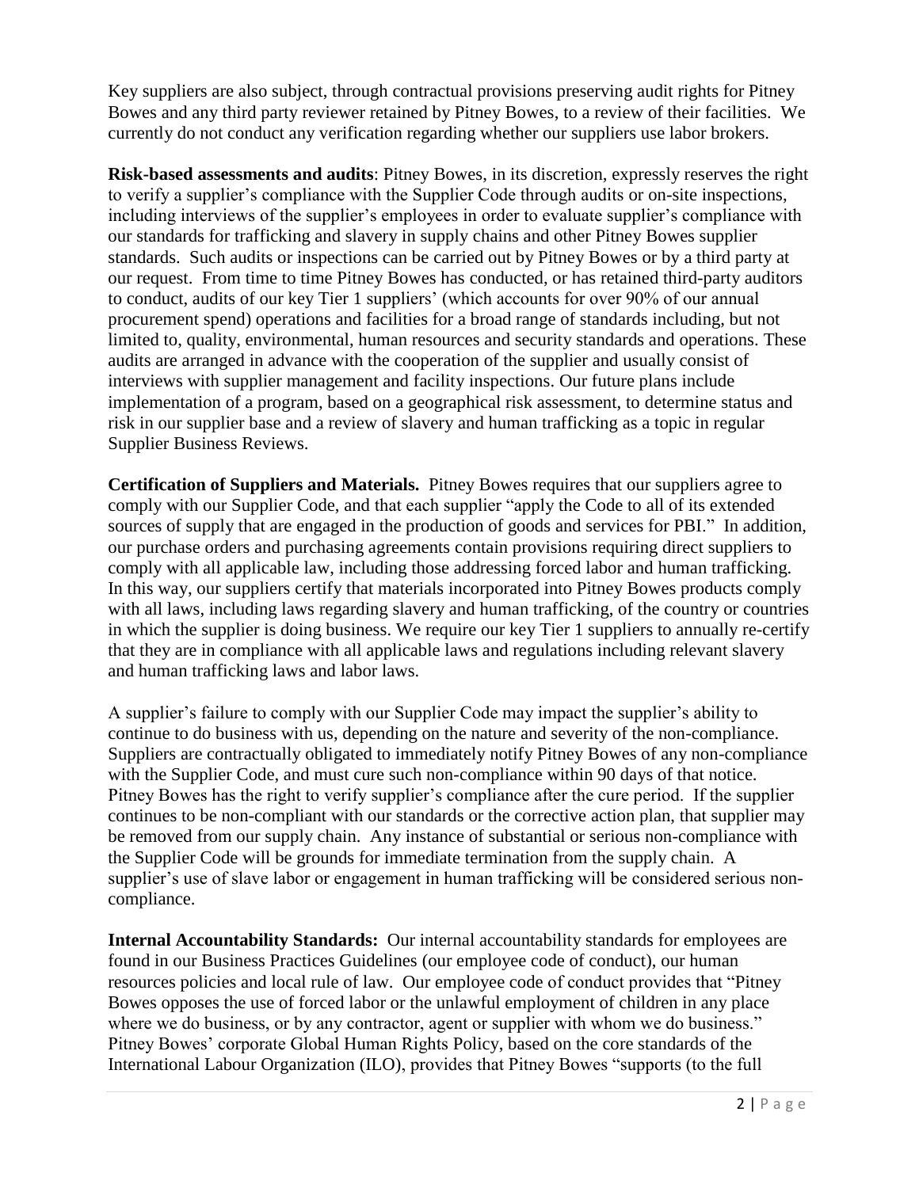Key suppliers are also subject, through contractual provisions preserving audit rights for Pitney Bowes and any third party reviewer retained by Pitney Bowes, to a review of their facilities. We currently do not conduct any verification regarding whether our suppliers use labor brokers.

**Risk-based assessments and audits**: Pitney Bowes, in its discretion, expressly reserves the right to verify a supplier's compliance with the Supplier Code through audits or on-site inspections, including interviews of the supplier's employees in order to evaluate supplier's compliance with our standards for trafficking and slavery in supply chains and other Pitney Bowes supplier standards. Such audits or inspections can be carried out by Pitney Bowes or by a third party at our request. From time to time Pitney Bowes has conducted, or has retained third-party auditors to conduct, audits of our key Tier 1 suppliers' (which accounts for over 90% of our annual procurement spend) operations and facilities for a broad range of standards including, but not limited to, quality, environmental, human resources and security standards and operations. These audits are arranged in advance with the cooperation of the supplier and usually consist of interviews with supplier management and facility inspections. Our future plans include implementation of a program, based on a geographical risk assessment, to determine status and risk in our supplier base and a review of slavery and human trafficking as a topic in regular Supplier Business Reviews.

**Certification of Suppliers and Materials.** Pitney Bowes requires that our suppliers agree to comply with our Supplier Code, and that each supplier "apply the Code to all of its extended sources of supply that are engaged in the production of goods and services for PBI." In addition, our purchase orders and purchasing agreements contain provisions requiring direct suppliers to comply with all applicable law, including those addressing forced labor and human trafficking. In this way, our suppliers certify that materials incorporated into Pitney Bowes products comply with all laws, including laws regarding slavery and human trafficking, of the country or countries in which the supplier is doing business. We require our key Tier 1 suppliers to annually re-certify that they are in compliance with all applicable laws and regulations including relevant slavery and human trafficking laws and labor laws.

A supplier's failure to comply with our Supplier Code may impact the supplier's ability to continue to do business with us, depending on the nature and severity of the non-compliance. Suppliers are contractually obligated to immediately notify Pitney Bowes of any non-compliance with the Supplier Code, and must cure such non-compliance within 90 days of that notice. Pitney Bowes has the right to verify supplier's compliance after the cure period. If the supplier continues to be non-compliant with our standards or the corrective action plan, that supplier may be removed from our supply chain. Any instance of substantial or serious non-compliance with the Supplier Code will be grounds for immediate termination from the supply chain. A supplier's use of slave labor or engagement in human trafficking will be considered serious non-compliance.

**Internal Accountability Standards:** Our internal accountability standards for employees are found in our Business Practices Guidelines (our employee code of conduct), our human resources policies and local rule of law. Our employee code of conduct provides that "Pitney Bowes opposes the use of forced labor or the unlawful employment of children in any place where we do business, or by any contractor, agent or supplier with whom we do business." Pitney Bowes' corporate Global Human Rights Policy, based on the core standards of the International Labour Organization (ILO), provides that Pitney Bowes "supports (to the full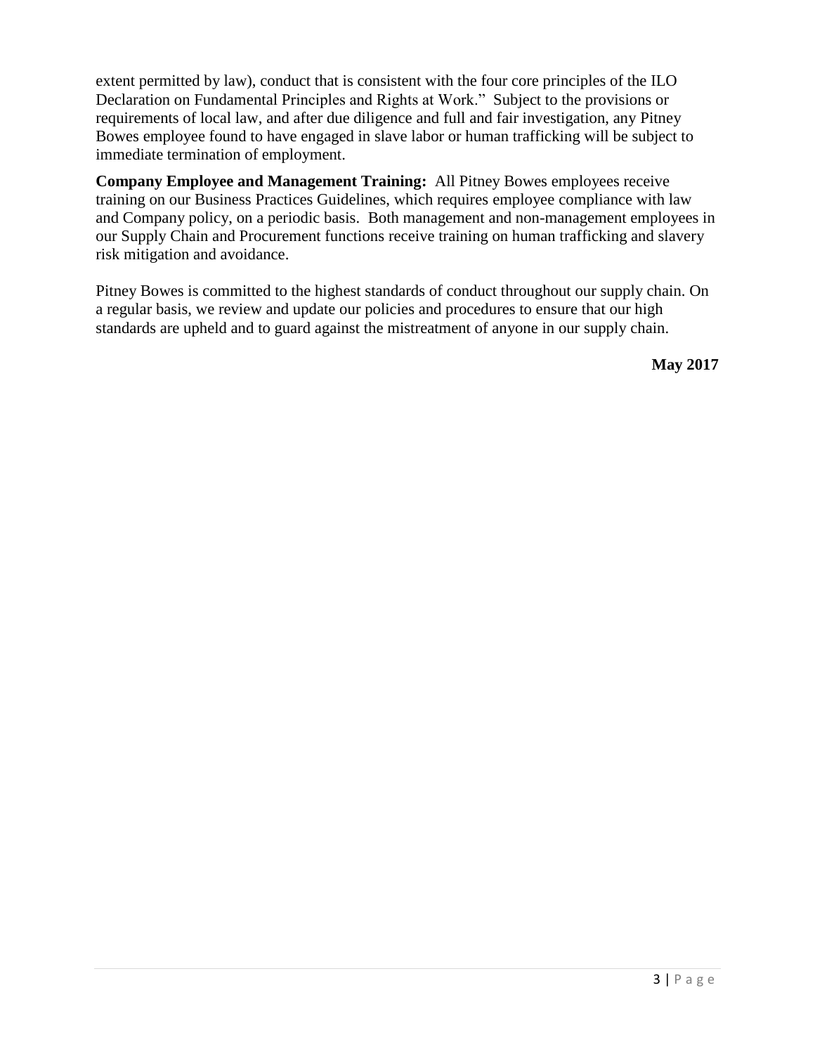extent permitted by law), conduct that is consistent with the four core principles of the ILO Declaration on Fundamental Principles and Rights at Work." Subject to the provisions or requirements of local law, and after due diligence and full and fair investigation, any Pitney Bowes employee found to have engaged in slave labor or human trafficking will be subject to immediate termination of employment.

**Company Employee and Management Training:** All Pitney Bowes employees receive training on our Business Practices Guidelines, which requires employee compliance with law and Company policy, on a periodic basis. Both management and non-management employees in our Supply Chain and Procurement functions receive training on human trafficking and slavery risk mitigation and avoidance.

Pitney Bowes is committed to the highest standards of conduct throughout our supply chain. On a regular basis, we review and update our policies and procedures to ensure that our high standards are upheld and to guard against the mistreatment of anyone in our supply chain.

**May 2017**